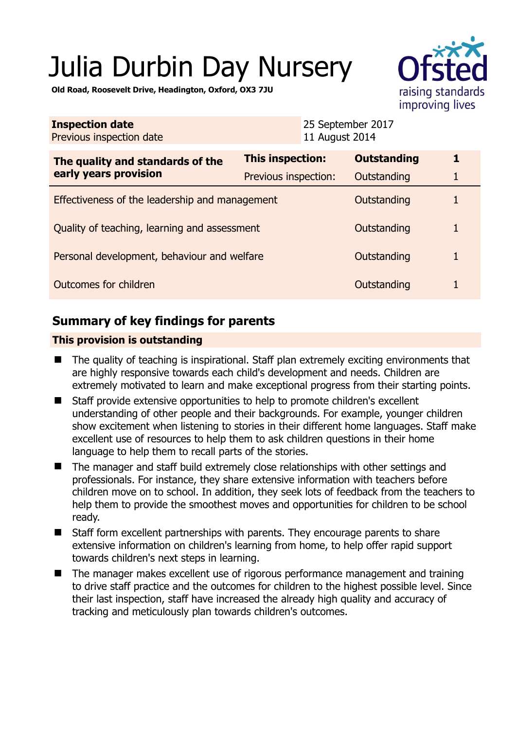# Julia Durbin Day Nursery

**Old Road, Roosevelt Drive, Headington, Oxford, OX3 7JU**

| | |
|---|---|
| **Inspection date** | 25 September 2017 |
| Previous inspection date | 11 August 2014 |

| The quality and standards of the early years provision | | | |
|---|---|---|---|
| **The quality and standards of the early years provision** | **This inspection:** | **Outstanding** | **1** |
| | Previous inspection: | Outstanding | 1 |
| Effectiveness of the leadership and management | | Outstanding | 1 |
| Quality of teaching, learning and assessment | | Outstanding | 1 |
| Personal development, behaviour and welfare | | Outstanding | 1 |
| Outcomes for children | | Outstanding | 1 |

## Summary of key findings for parents

**This provision is outstanding**

- The quality of teaching is inspirational. Staff plan extremely exciting environments that are highly responsive towards each child's development and needs. Children are extremely motivated to learn and make exceptional progress from their starting points.
- Staff provide extensive opportunities to help to promote children's excellent understanding of other people and their backgrounds. For example, younger children show excitement when listening to stories in their different home languages. Staff make excellent use of resources to help them to ask children questions in their home language to help them to recall parts of the stories.
- The manager and staff build extremely close relationships with other settings and professionals. For instance, they share extensive information with teachers before children move on to school. In addition, they seek lots of feedback from the teachers to help them to provide the smoothest moves and opportunities for children to be school ready.
- Staff form excellent partnerships with parents. They encourage parents to share extensive information on children's learning from home, to help offer rapid support towards children's next steps in learning.
- The manager makes excellent use of rigorous performance management and training to drive staff practice and the outcomes for children to the highest possible level. Since their last inspection, staff have increased the already high quality and accuracy of tracking and meticulously plan towards children's outcomes.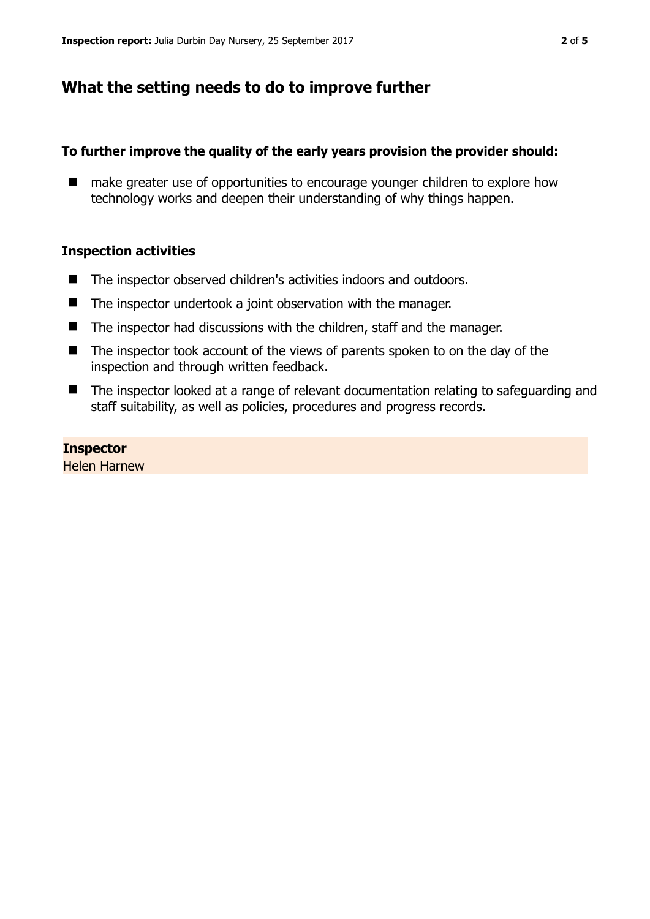## What the setting needs to do to improve further

**To further improve the quality of the early years provision the provider should:**

- make greater use of opportunities to encourage younger children to explore how technology works and deepen their understanding of why things happen.

### Inspection activities

- The inspector observed children's activities indoors and outdoors.
- The inspector undertook a joint observation with the manager.
- The inspector had discussions with the children, staff and the manager.
- The inspector took account of the views of parents spoken to on the day of the inspection and through written feedback.
- The inspector looked at a range of relevant documentation relating to safeguarding and staff suitability, as well as policies, procedures and progress records.

**Inspector**
Helen Harnew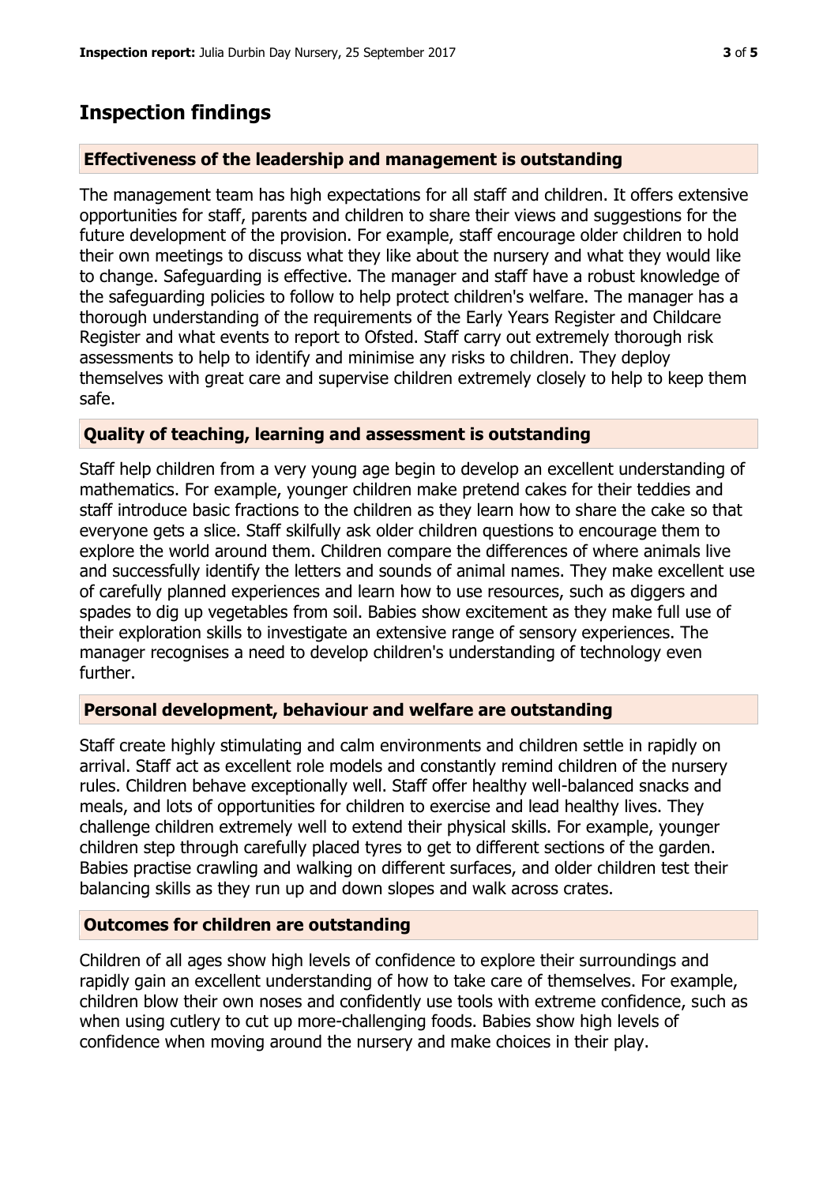## Inspection findings

### Effectiveness of the leadership and management is outstanding

The management team has high expectations for all staff and children. It offers extensive opportunities for staff, parents and children to share their views and suggestions for the future development of the provision. For example, staff encourage older children to hold their own meetings to discuss what they like about the nursery and what they would like to change. Safeguarding is effective. The manager and staff have a robust knowledge of the safeguarding policies to follow to help protect children's welfare. The manager has a thorough understanding of the requirements of the Early Years Register and Childcare Register and what events to report to Ofsted. Staff carry out extremely thorough risk assessments to help to identify and minimise any risks to children. They deploy themselves with great care and supervise children extremely closely to help to keep them safe.

### Quality of teaching, learning and assessment is outstanding

Staff help children from a very young age begin to develop an excellent understanding of mathematics. For example, younger children make pretend cakes for their teddies and staff introduce basic fractions to the children as they learn how to share the cake so that everyone gets a slice. Staff skilfully ask older children questions to encourage them to explore the world around them. Children compare the differences of where animals live and successfully identify the letters and sounds of animal names. They make excellent use of carefully planned experiences and learn how to use resources, such as diggers and spades to dig up vegetables from soil. Babies show excitement as they make full use of their exploration skills to investigate an extensive range of sensory experiences. The manager recognises a need to develop children's understanding of technology even further.

### Personal development, behaviour and welfare are outstanding

Staff create highly stimulating and calm environments and children settle in rapidly on arrival. Staff act as excellent role models and constantly remind children of the nursery rules. Children behave exceptionally well. Staff offer healthy well-balanced snacks and meals, and lots of opportunities for children to exercise and lead healthy lives. They challenge children extremely well to extend their physical skills. For example, younger children step through carefully placed tyres to get to different sections of the garden. Babies practise crawling and walking on different surfaces, and older children test their balancing skills as they run up and down slopes and walk across crates.

### Outcomes for children are outstanding

Children of all ages show high levels of confidence to explore their surroundings and rapidly gain an excellent understanding of how to take care of themselves. For example, children blow their own noses and confidently use tools with extreme confidence, such as when using cutlery to cut up more-challenging foods. Babies show high levels of confidence when moving around the nursery and make choices in their play.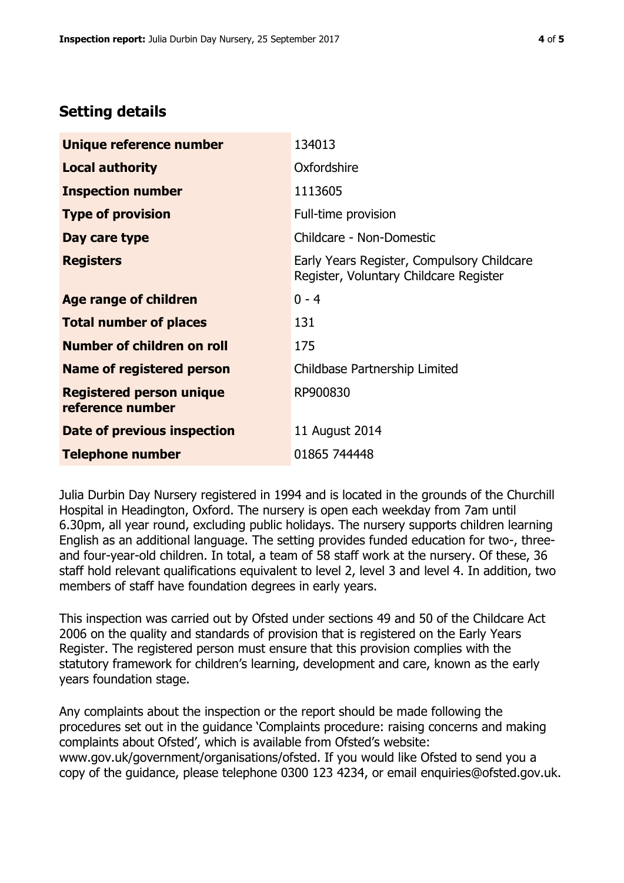## Setting details

| | |
|---|---|
| **Unique reference number** | 134013 |
| **Local authority** | Oxfordshire |
| **Inspection number** | 1113605 |
| **Type of provision** | Full-time provision |
| **Day care type** | Childcare - Non-Domestic |
| **Registers** | Early Years Register, Compulsory Childcare Register, Voluntary Childcare Register |
| **Age range of children** | 0 - 4 |
| **Total number of places** | 131 |
| **Number of children on roll** | 175 |
| **Name of registered person** | Childbase Partnership Limited |
| **Registered person unique reference number** | RP900830 |
| **Date of previous inspection** | 11 August 2014 |
| **Telephone number** | 01865 744448 |

Julia Durbin Day Nursery registered in 1994 and is located in the grounds of the Churchill Hospital in Headington, Oxford. The nursery is open each weekday from 7am until 6.30pm, all year round, excluding public holidays. The nursery supports children learning English as an additional language. The setting provides funded education for two-, three- and four-year-old children. In total, a team of 58 staff work at the nursery. Of these, 36 staff hold relevant qualifications equivalent to level 2, level 3 and level 4. In addition, two members of staff have foundation degrees in early years.

This inspection was carried out by Ofsted under sections 49 and 50 of the Childcare Act 2006 on the quality and standards of provision that is registered on the Early Years Register. The registered person must ensure that this provision complies with the statutory framework for children's learning, development and care, known as the early years foundation stage.

Any complaints about the inspection or the report should be made following the procedures set out in the guidance 'Complaints procedure: raising concerns and making complaints about Ofsted', which is available from Ofsted's website: www.gov.uk/government/organisations/ofsted. If you would like Ofsted to send you a copy of the guidance, please telephone 0300 123 4234, or email enquiries@ofsted.gov.uk.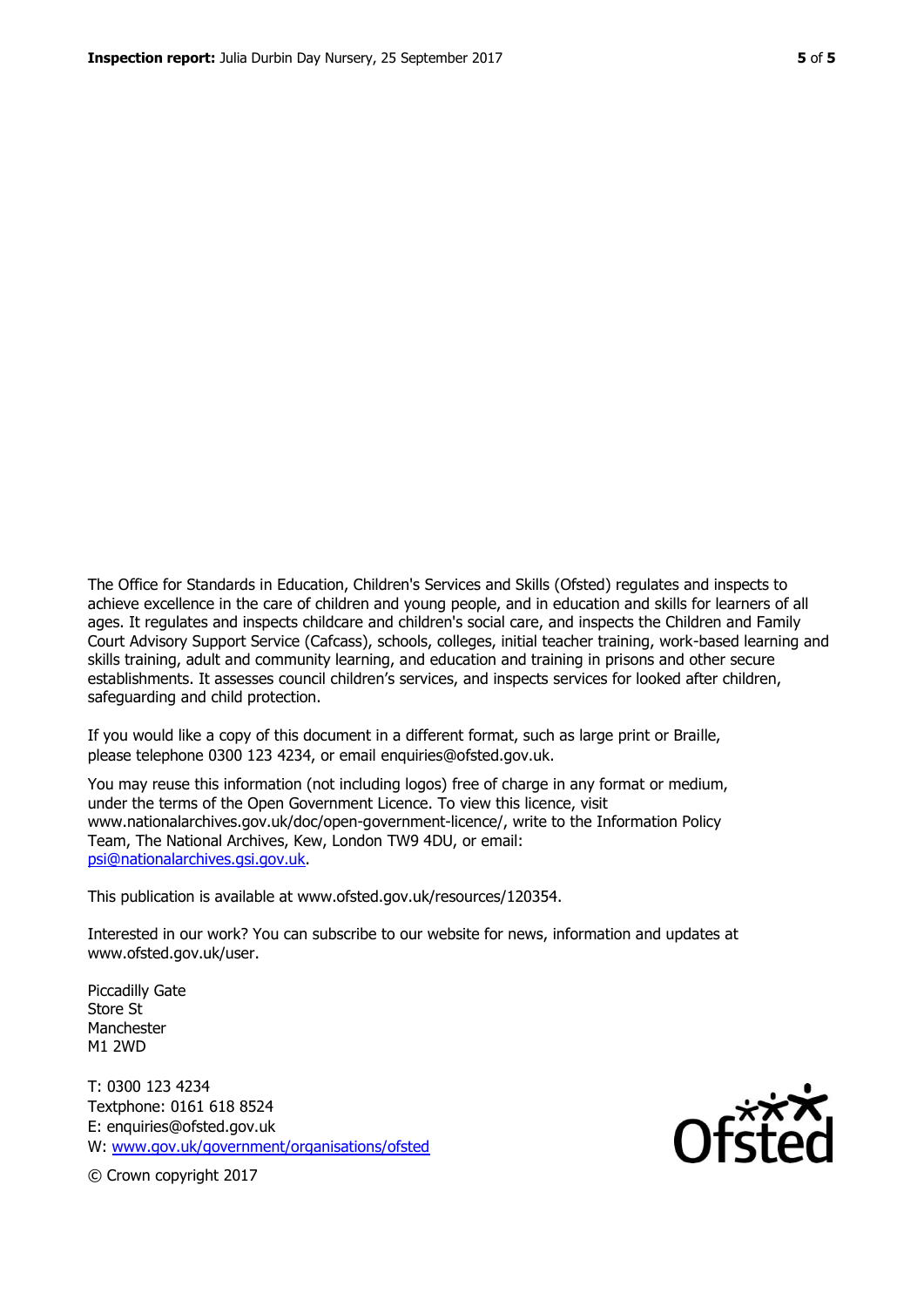The Office for Standards in Education, Children's Services and Skills (Ofsted) regulates and inspects to achieve excellence in the care of children and young people, and in education and skills for learners of all ages. It regulates and inspects childcare and children's social care, and inspects the Children and Family Court Advisory Support Service (Cafcass), schools, colleges, initial teacher training, work-based learning and skills training, adult and community learning, and education and training in prisons and other secure establishments. It assesses council children's services, and inspects services for looked after children, safeguarding and child protection.

If you would like a copy of this document in a different format, such as large print or Braille, please telephone 0300 123 4234, or email enquiries@ofsted.gov.uk.

You may reuse this information (not including logos) free of charge in any format or medium, under the terms of the Open Government Licence. To view this licence, visit www.nationalarchives.gov.uk/doc/open-government-licence/, write to the Information Policy Team, The National Archives, Kew, London TW9 4DU, or email: psi@nationalarchives.gsi.gov.uk.

This publication is available at www.ofsted.gov.uk/resources/120354.

Interested in our work? You can subscribe to our website for news, information and updates at www.ofsted.gov.uk/user.

Piccadilly Gate
Store St
Manchester
M1 2WD

T: 0300 123 4234
Textphone: 0161 618 8524
E: enquiries@ofsted.gov.uk
W: www.gov.uk/government/organisations/ofsted

© Crown copyright 2017